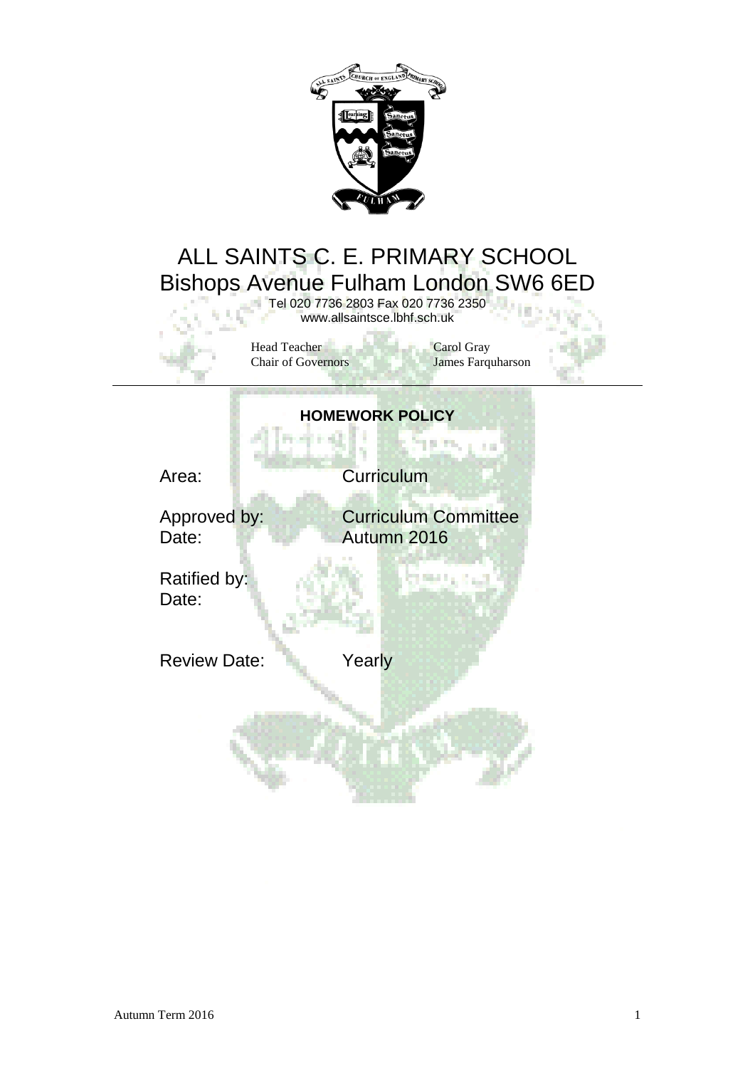# ALL SAINTS C. E. PRIMARY SCHOOL
## Bishops Avenue Fulham London SW6 6ED

Tel 020 7736 2803 Fax 020 7736 2350
www.allsaintsce.lbhf.sch.uk

Head Teacher — Carol Gray
Chair of Governors — James Farquharson

---

**HOMEWORK POLICY**

Area: Curriculum

Approved by: Curriculum Committee
Date: Autumn 2016

Ratified by:
Date:

Review Date: Yearly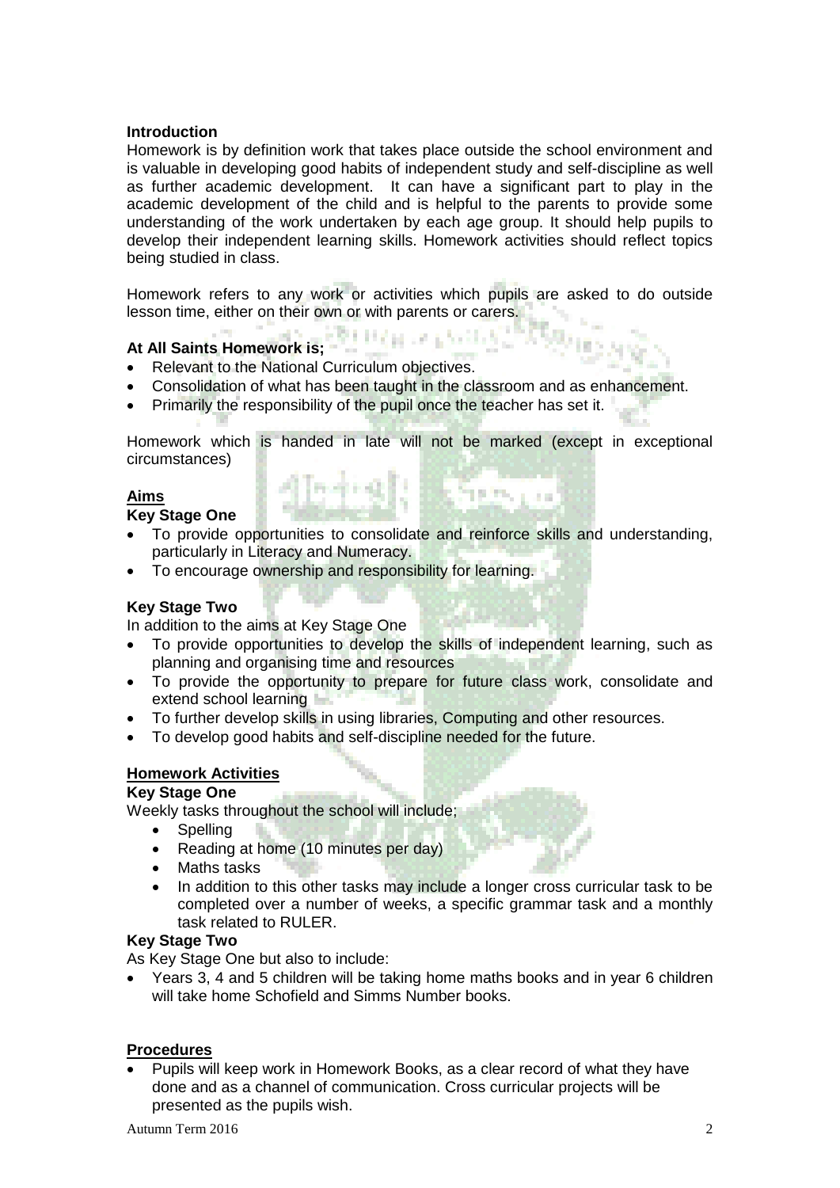## Introduction

Homework is by definition work that takes place outside the school environment and is valuable in developing good habits of independent study and self-discipline as well as further academic development. It can have a significant part to play in the academic development of the child and is helpful to the parents to provide some understanding of the work undertaken by each age group. It should help pupils to develop their independent learning skills. Homework activities should reflect topics being studied in class.

Homework refers to any work or activities which pupils are asked to do outside lesson time, either on their own or with parents or carers.

### At All Saints Homework is;

- Relevant to the National Curriculum objectives.
- Consolidation of what has been taught in the classroom and as enhancement.
- Primarily the responsibility of the pupil once the teacher has set it.

Homework which is handed in late will not be marked (except in exceptional circumstances)

## Aims

### Key Stage One

- To provide opportunities to consolidate and reinforce skills and understanding, particularly in Literacy and Numeracy.
- To encourage ownership and responsibility for learning.

### Key Stage Two

In addition to the aims at Key Stage One

- To provide opportunities to develop the skills of independent learning, such as planning and organising time and resources
- To provide the opportunity to prepare for future class work, consolidate and extend school learning
- To further develop skills in using libraries, Computing and other resources.
- To develop good habits and self-discipline needed for the future.

## Homework Activities

### Key Stage One

Weekly tasks throughout the school will include;

- Spelling
- Reading at home (10 minutes per day)
- Maths tasks
- In addition to this other tasks may include a longer cross curricular task to be completed over a number of weeks, a specific grammar task and a monthly task related to RULER.

### Key Stage Two

As Key Stage One but also to include:

- Years 3, 4 and 5 children will be taking home maths books and in year 6 children will take home Schofield and Simms Number books.

## Procedures

- Pupils will keep work in Homework Books, as a clear record of what they have done and as a channel of communication. Cross curricular projects will be presented as the pupils wish.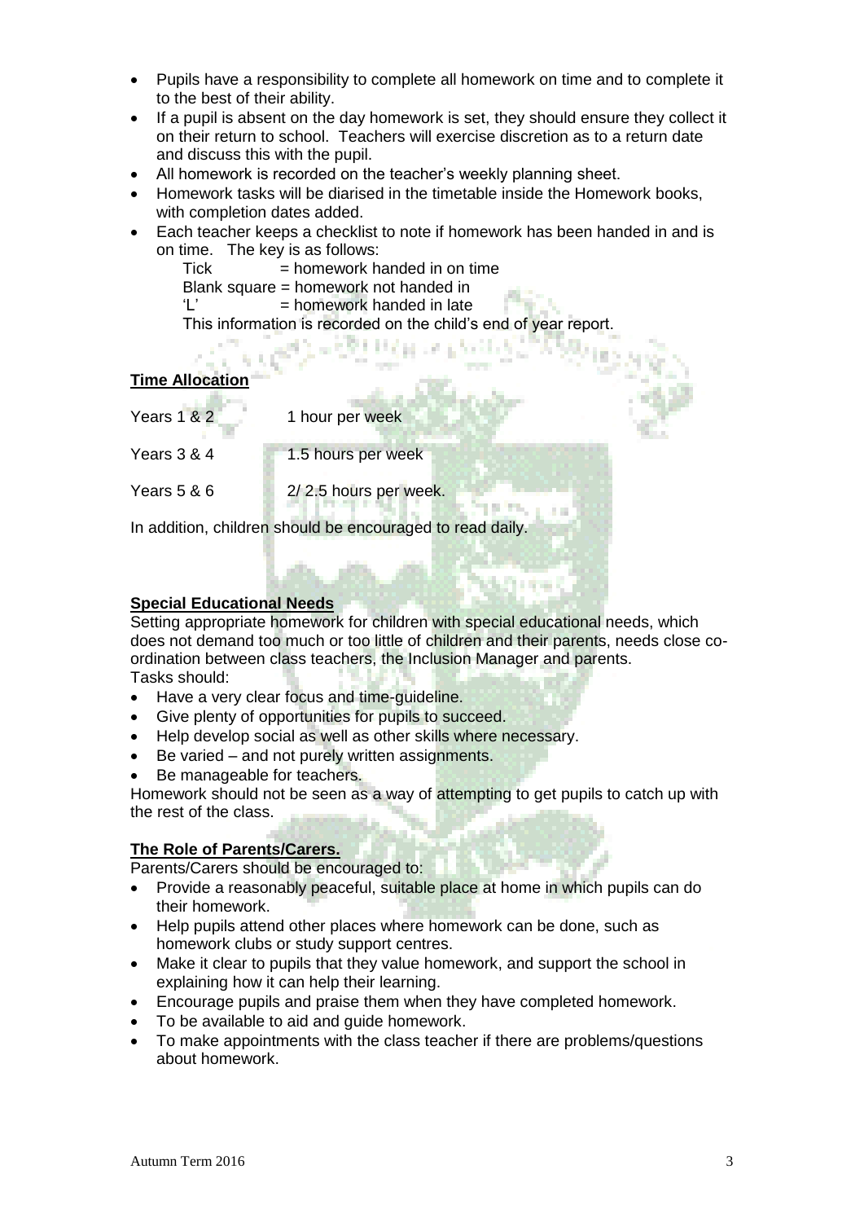- Pupils have a responsibility to complete all homework on time and to complete it to the best of their ability.
- If a pupil is absent on the day homework is set, they should ensure they collect it on their return to school. Teachers will exercise discretion as to a return date and discuss this with the pupil.
- All homework is recorded on the teacher's weekly planning sheet.
- Homework tasks will be diarised in the timetable inside the Homework books, with completion dates added.
- Each teacher keeps a checklist to note if homework has been handed in and is on time. The key is as follows:

  Tick = homework handed in on time

  Blank square = homework not handed in

  'L' = homework handed in late

  This information is recorded on the child's end of year report.

**Time Allocation**

| | |
|---|---|
| Years 1 & 2 | 1 hour per week |
| Years 3 & 4 | 1.5 hours per week |
| Years 5 & 6 | 2/ 2.5 hours per week. |

In addition, children should be encouraged to read daily.

**Special Educational Needs**

Setting appropriate homework for children with special educational needs, which does not demand too much or too little of children and their parents, needs close co-ordination between class teachers, the Inclusion Manager and parents.

Tasks should:

- Have a very clear focus and time-guideline.
- Give plenty of opportunities for pupils to succeed.
- Help develop social as well as other skills where necessary.
- Be varied – and not purely written assignments.
- Be manageable for teachers.

Homework should not be seen as a way of attempting to get pupils to catch up with the rest of the class.

**The Role of Parents/Carers.**

Parents/Carers should be encouraged to:

- Provide a reasonably peaceful, suitable place at home in which pupils can do their homework.
- Help pupils attend other places where homework can be done, such as homework clubs or study support centres.
- Make it clear to pupils that they value homework, and support the school in explaining how it can help their learning.
- Encourage pupils and praise them when they have completed homework.
- To be available to aid and guide homework.
- To make appointments with the class teacher if there are problems/questions about homework.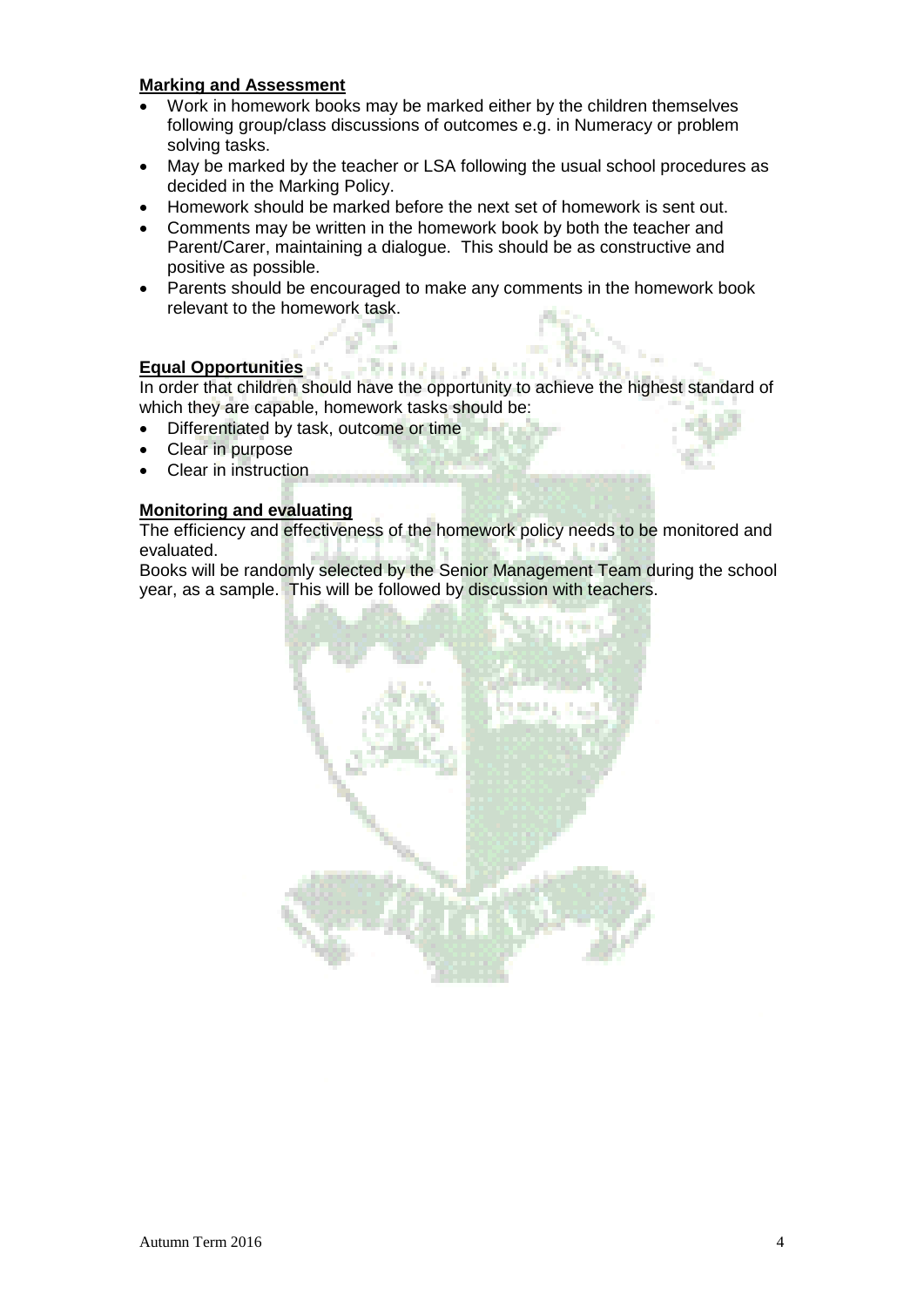## Marking and Assessment

- Work in homework books may be marked either by the children themselves following group/class discussions of outcomes e.g. in Numeracy or problem solving tasks.
- May be marked by the teacher or LSA following the usual school procedures as decided in the Marking Policy.
- Homework should be marked before the next set of homework is sent out.
- Comments may be written in the homework book by both the teacher and Parent/Carer, maintaining a dialogue. This should be as constructive and positive as possible.
- Parents should be encouraged to make any comments in the homework book relevant to the homework task.

## Equal Opportunities

In order that children should have the opportunity to achieve the highest standard of which they are capable, homework tasks should be:

- Differentiated by task, outcome or time
- Clear in purpose
- Clear in instruction

## Monitoring and evaluating

The efficiency and effectiveness of the homework policy needs to be monitored and evaluated.

Books will be randomly selected by the Senior Management Team during the school year, as a sample. This will be followed by discussion with teachers.